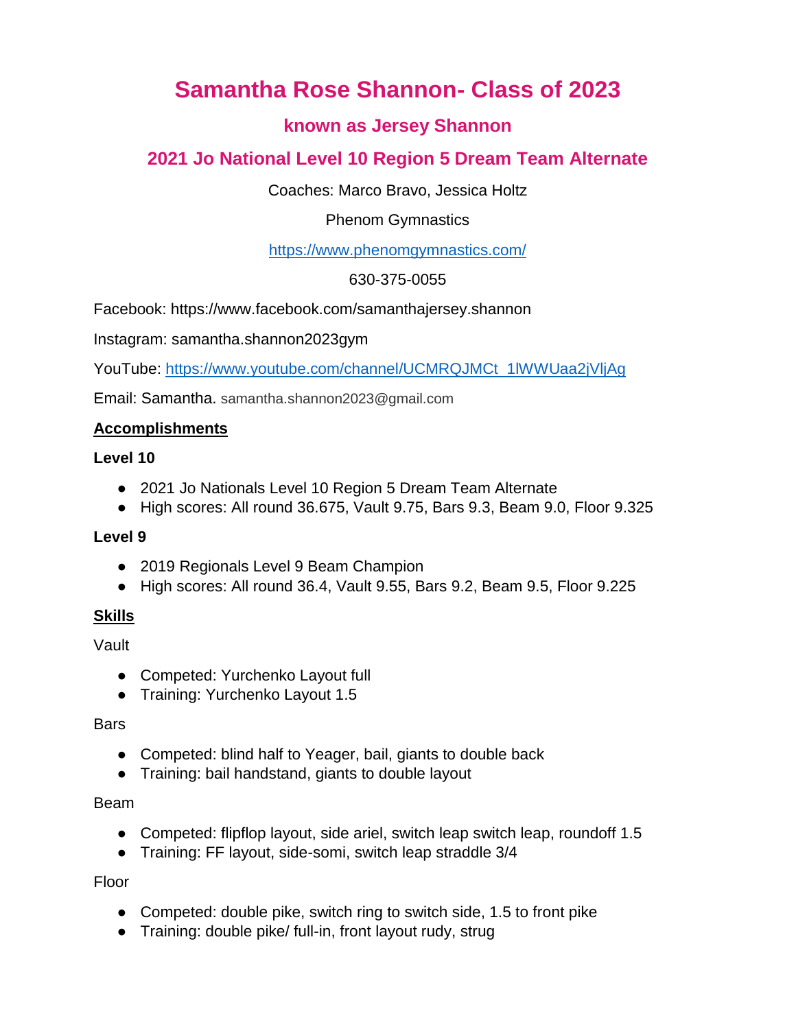# Samantha Rose Shannon- Class of 2023

## known as Jersey Shannon

## 2021 Jo National Level 10 Region 5 Dream Team Alternate

Coaches: Marco Bravo, Jessica Holtz

Phenom Gymnastics

https://www.phenomgymnastics.com/

630-375-0055

Facebook: https://www.facebook.com/samanthajersey.shannon

Instagram: samantha.shannon2023gym

YouTube: https://www.youtube.com/channel/UCMRQJMCt_1lWWUaa2jVljAg

Email: Samantha. samantha.shannon2023@gmail.com

**Accomplishments**

**Level 10**

- 2021 Jo Nationals Level 10 Region 5 Dream Team Alternate
- High scores: All round 36.675, Vault 9.75, Bars 9.3, Beam 9.0, Floor 9.325

**Level 9**

- 2019 Regionals Level 9 Beam Champion
- High scores: All round 36.4, Vault 9.55, Bars 9.2, Beam 9.5, Floor 9.225

**Skills**

Vault

- Competed: Yurchenko Layout full
- Training: Yurchenko Layout 1.5

Bars

- Competed: blind half to Yeager, bail, giants to double back
- Training: bail handstand, giants to double layout

Beam

- Competed: flipflop layout, side ariel, switch leap switch leap, roundoff 1.5
- Training: FF layout, side-somi, switch leap straddle 3/4

Floor

- Competed: double pike, switch ring to switch side, 1.5 to front pike
- Training: double pike/ full-in, front layout rudy, strug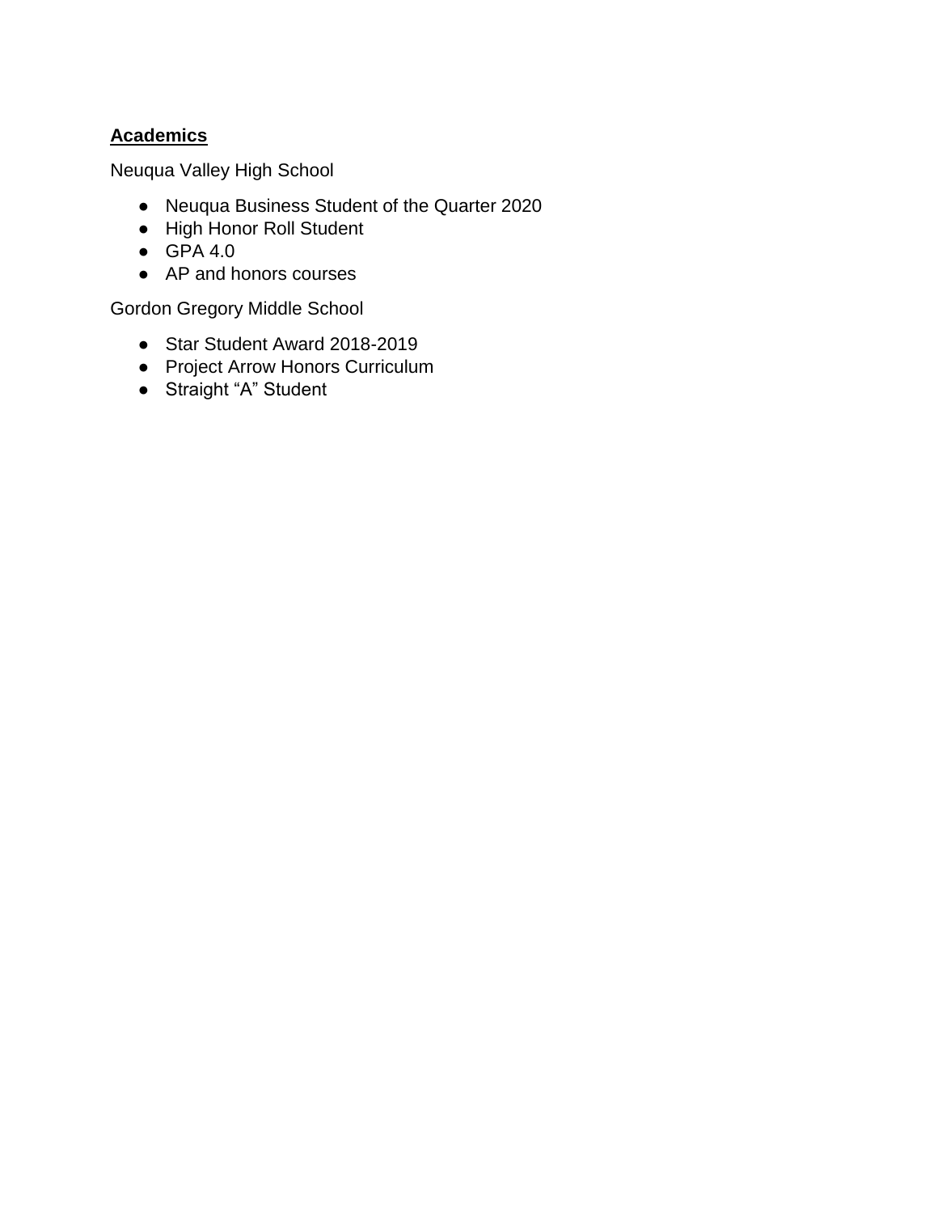**Academics**

Neuqua Valley High School

- Neuqua Business Student of the Quarter 2020
- High Honor Roll Student
- GPA 4.0
- AP and honors courses

Gordon Gregory Middle School

- Star Student Award 2018-2019
- Project Arrow Honors Curriculum
- Straight “A” Student